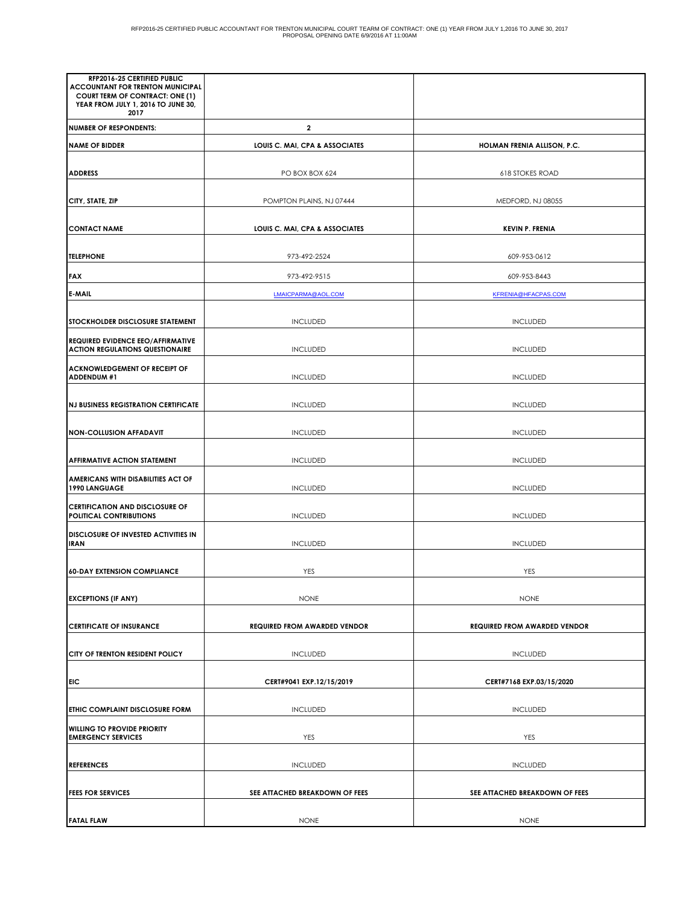RFP2016-25 CERTIFIED PUBLIC ACCOUNTANT FOR TRENTON MUNICIPAL COURT TEARM OF CONTRACT: ONE (1) YEAR FROM JULY 1,2016 TO JUNE 30, 2017
PROPOSAL OPENING DATE 6/9/2016 AT 11:00AM

| **RFP2016-25 CERTIFIED PUBLIC ACCOUNTANT FOR TRENTON MUNICIPAL COURT TERM OF CONTRACT: ONE (1) YEAR FROM JULY 1, 2016 TO JUNE 30, 2017** | | |
|---|---|---|
| **NUMBER OF RESPONDENTS:** | **2** | |
| **NAME OF BIDDER** | **LOUIS C. MAI, CPA & ASSOCIATES** | **HOLMAN FRENIA ALLISON, P.C.** |
| **ADDRESS** | PO BOX BOX 624 | 618 STOKES ROAD |
| **CITY, STATE, ZIP** | POMPTON PLAINS, NJ 07444 | MEDFORD, NJ 08055 |
| **CONTACT NAME** | **LOUIS C. MAI, CPA & ASSOCIATES** | **KEVIN P. FRENIA** |
| **TELEPHONE** | 973-492-2524 | 609-953-0612 |
| **FAX** | 973-492-9515 | 609-953-8443 |
| **E-MAIL** | LMAICPARMA@AOL.COM | KFRENIA@HFACPAS.COM |
| **STOCKHOLDER DISCLOSURE STATEMENT** | INCLUDED | INCLUDED |
| **REQUIRED EVIDENCE EEO/AFFIRMATIVE ACTION REGULATIONS QUESTIONAIRE** | INCLUDED | INCLUDED |
| **ACKNOWLEDGEMENT OF RECEIPT OF ADDENDUM #1** | INCLUDED | INCLUDED |
| **NJ BUSINESS REGISTRATION CERTIFICATE** | INCLUDED | INCLUDED |
| **NON-COLLUSION AFFADAVIT** | INCLUDED | INCLUDED |
| **AFFIRMATIVE ACTION STATEMENT** | INCLUDED | INCLUDED |
| **AMERICANS WITH DISABILITIES ACT OF 1990 LANGUAGE** | INCLUDED | INCLUDED |
| **CERTIFICATION AND DISCLOSURE OF POLITICAL CONTRIBUTIONS** | INCLUDED | INCLUDED |
| **DISCLOSURE OF INVESTED ACTIVITIES IN IRAN** | INCLUDED | INCLUDED |
| **60-DAY EXTENSION COMPLIANCE** | YES | YES |
| **EXCEPTIONS (IF ANY)** | NONE | NONE |
| **CERTIFICATE OF INSURANCE** | **REQUIRED FROM AWARDED VENDOR** | **REQUIRED FROM AWARDED VENDOR** |
| **CITY OF TRENTON RESIDENT POLICY** | INCLUDED | INCLUDED |
| **EIC** | **CERT#9041 EXP.12/15/2019** | **CERT#7168 EXP.03/15/2020** |
| **ETHIC COMPLAINT DISCLOSURE FORM** | INCLUDED | INCLUDED |
| **WILLING TO PROVIDE PRIORITY EMERGENCY SERVICES** | YES | YES |
| **REFERENCES** | INCLUDED | INCLUDED |
| **FEES FOR SERVICES** | **SEE ATTACHED BREAKDOWN OF FEES** | **SEE ATTACHED BREAKDOWN OF FEES** |
| **FATAL FLAW** | NONE | NONE |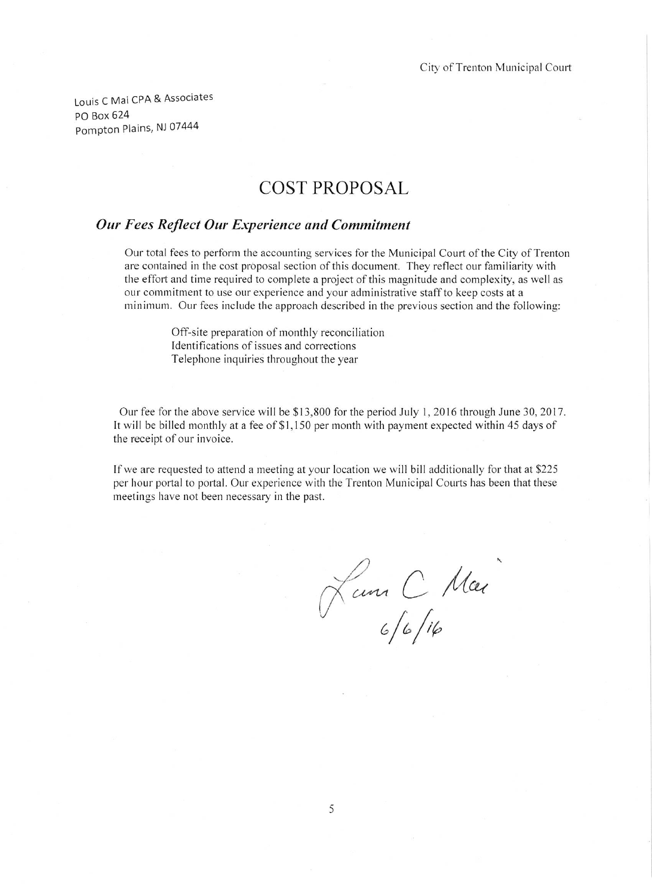Louis C Mai CPA & Associates
PO Box 624
Pompton Plains, NJ 07444

# COST PROPOSAL

### *Our Fees Reflect Our Experience and Commitment*

Our total fees to perform the accounting services for the Municipal Court of the City of Trenton are contained in the cost proposal section of this document. They reflect our familiarity with the effort and time required to complete a project of this magnitude and complexity, as well as our commitment to use our experience and your administrative staff to keep costs at a minimum. Our fees include the approach described in the previous section and the following:

Off-site preparation of monthly reconciliation
Identifications of issues and corrections
Telephone inquiries throughout the year

Our fee for the above service will be $13,800 for the period July 1, 2016 through June 30, 2017. It will be billed monthly at a fee of $1,150 per month with payment expected within 45 days of the receipt of our invoice.

If we are requested to attend a meeting at your location we will bill additionally for that at $225 per hour portal to portal. Our experience with the Trenton Municipal Courts has been that these meetings have not been necessary in the past.

Louis C Mai
6/6/16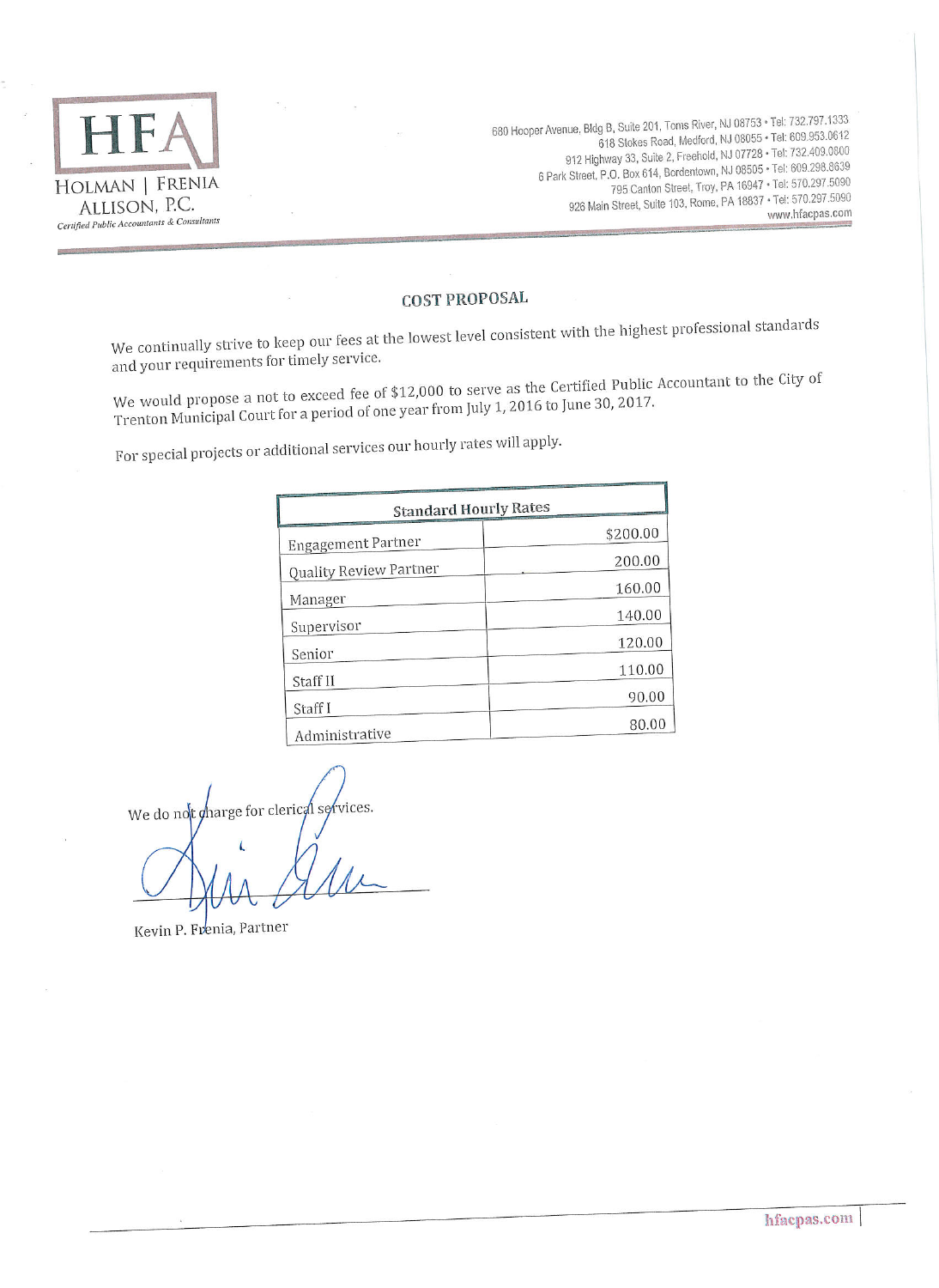HFA

HOLMAN | FRENIA
ALLISON, P.C.
*Certified Public Accountants & Consultants*

680 Hooper Avenue, Bldg B, Suite 201, Toms River, NJ 08753 • Tel: 732.797.1333
618 Stokes Road, Medford, NJ 08055 • Tel: 609.953.0612
912 Highway 33, Suite 2, Freehold, NJ 07728 • Tel: 732.409.0800
6 Park Street, P.O. Box 614, Bordentown, NJ 08505 • Tel: 609.298.8639
795 Canton Street, Troy, PA 16947 • Tel: 570.297.5090
926 Main Street, Suite 103, Rome, PA 18837 • Tel: 570.297.5090
www.hfacpas.com

## COST PROPOSAL

We continually strive to keep our fees at the lowest level consistent with the highest professional standards and your requirements for timely service.

We would propose a not to exceed fee of $12,000 to serve as the Certified Public Accountant to the City of Trenton Municipal Court for a period of one year from July 1, 2016 to June 30, 2017.

For special projects or additional services our hourly rates will apply.

| Standard Hourly Rates | |
|---|---|
| Engagement Partner | $200.00 |
| Quality Review Partner | 200.00 |
| Manager | 160.00 |
| Supervisor | 140.00 |
| Senior | 120.00 |
| Staff II | 110.00 |
| Staff I | 90.00 |
| Administrative | 80.00 |

We do not charge for clerical services.

Kevin P. Frenia, Partner